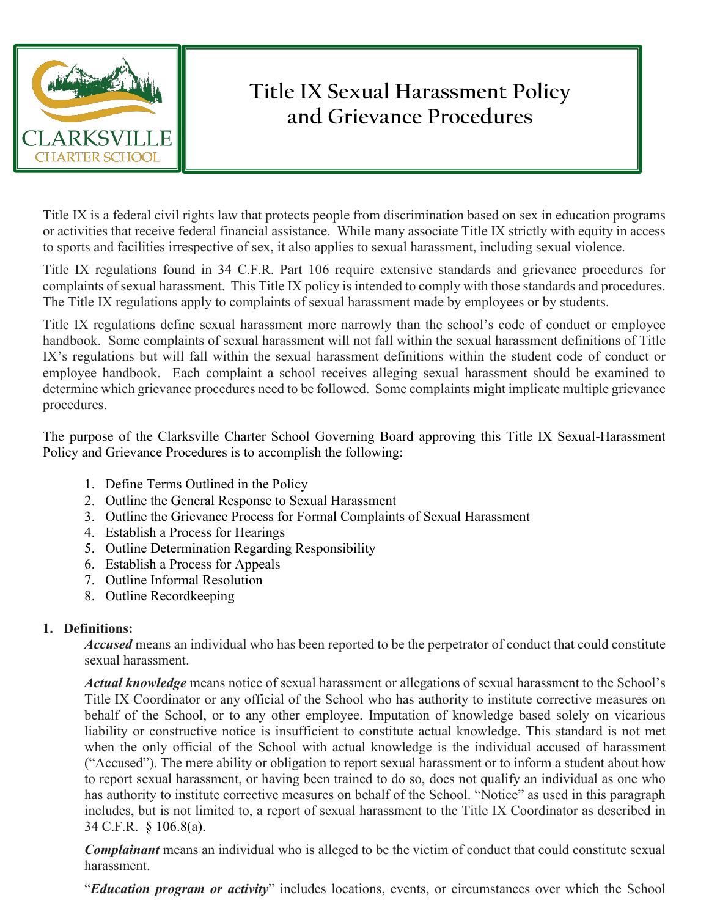# Title IX Sexual Harassment Policy and Grievance Procedures

Title IX is a federal civil rights law that protects people from discrimination based on sex in education programs or activities that receive federal financial assistance. While many associate Title IX strictly with equity in access to sports and facilities irrespective of sex, it also applies to sexual harassment, including sexual violence.

Title IX regulations found in 34 C.F.R. Part 106 require extensive standards and grievance procedures for complaints of sexual harassment. This Title IX policy is intended to comply with those standards and procedures. The Title IX regulations apply to complaints of sexual harassment made by employees or by students.

Title IX regulations define sexual harassment more narrowly than the school's code of conduct or employee handbook. Some complaints of sexual harassment will not fall within the sexual harassment definitions of Title IX's regulations but will fall within the sexual harassment definitions within the student code of conduct or employee handbook. Each complaint a school receives alleging sexual harassment should be examined to determine which grievance procedures need to be followed. Some complaints might implicate multiple grievance procedures.

The purpose of the Clarksville Charter School Governing Board approving this Title IX Sexual-Harassment Policy and Grievance Procedures is to accomplish the following:

1. Define Terms Outlined in the Policy
2. Outline the General Response to Sexual Harassment
3. Outline the Grievance Process for Formal Complaints of Sexual Harassment
4. Establish a Process for Hearings
5. Outline Determination Regarding Responsibility
6. Establish a Process for Appeals
7. Outline Informal Resolution
8. Outline Recordkeeping

**1. Definitions:**

***Accused*** means an individual who has been reported to be the perpetrator of conduct that could constitute sexual harassment.

***Actual knowledge*** means notice of sexual harassment or allegations of sexual harassment to the School's Title IX Coordinator or any official of the School who has authority to institute corrective measures on behalf of the School, or to any other employee. Imputation of knowledge based solely on vicarious liability or constructive notice is insufficient to constitute actual knowledge. This standard is not met when the only official of the School with actual knowledge is the individual accused of harassment ("Accused"). The mere ability or obligation to report sexual harassment or to inform a student about how to report sexual harassment, or having been trained to do so, does not qualify an individual as one who has authority to institute corrective measures on behalf of the School. "Notice" as used in this paragraph includes, but is not limited to, a report of sexual harassment to the Title IX Coordinator as described in 34 C.F.R. § 106.8(a).

***Complainant*** means an individual who is alleged to be the victim of conduct that could constitute sexual harassment.

"***Education program or activity***" includes locations, events, or circumstances over which the School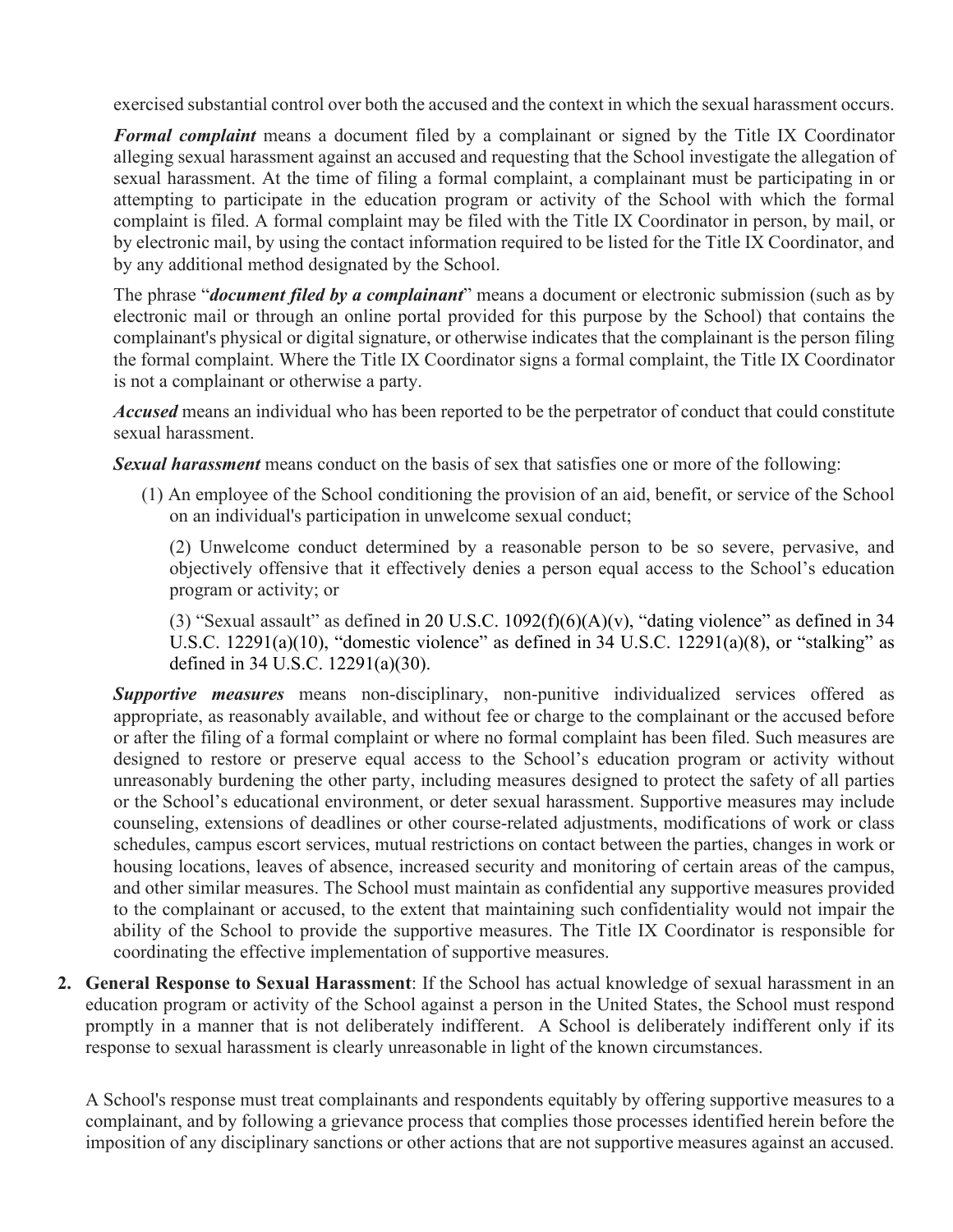exercised substantial control over both the accused and the context in which the sexual harassment occurs.

***Formal complaint*** means a document filed by a complainant or signed by the Title IX Coordinator alleging sexual harassment against an accused and requesting that the School investigate the allegation of sexual harassment. At the time of filing a formal complaint, a complainant must be participating in or attempting to participate in the education program or activity of the School with which the formal complaint is filed. A formal complaint may be filed with the Title IX Coordinator in person, by mail, or by electronic mail, by using the contact information required to be listed for the Title IX Coordinator, and by any additional method designated by the School.

The phrase "***document filed by a complainant***" means a document or electronic submission (such as by electronic mail or through an online portal provided for this purpose by the School) that contains the complainant's physical or digital signature, or otherwise indicates that the complainant is the person filing the formal complaint. Where the Title IX Coordinator signs a formal complaint, the Title IX Coordinator is not a complainant or otherwise a party.

***Accused*** means an individual who has been reported to be the perpetrator of conduct that could constitute sexual harassment.

***Sexual harassment*** means conduct on the basis of sex that satisfies one or more of the following:

(1) An employee of the School conditioning the provision of an aid, benefit, or service of the School on an individual's participation in unwelcome sexual conduct;

(2) Unwelcome conduct determined by a reasonable person to be so severe, pervasive, and objectively offensive that it effectively denies a person equal access to the School's education program or activity; or

(3) "Sexual assault" as defined in 20 U.S.C. 1092(f)(6)(A)(v), "dating violence" as defined in 34 U.S.C. 12291(a)(10), "domestic violence" as defined in 34 U.S.C. 12291(a)(8), or "stalking" as defined in 34 U.S.C. 12291(a)(30).

***Supportive measures*** means non-disciplinary, non-punitive individualized services offered as appropriate, as reasonably available, and without fee or charge to the complainant or the accused before or after the filing of a formal complaint or where no formal complaint has been filed. Such measures are designed to restore or preserve equal access to the School's education program or activity without unreasonably burdening the other party, including measures designed to protect the safety of all parties or the School's educational environment, or deter sexual harassment. Supportive measures may include counseling, extensions of deadlines or other course-related adjustments, modifications of work or class schedules, campus escort services, mutual restrictions on contact between the parties, changes in work or housing locations, leaves of absence, increased security and monitoring of certain areas of the campus, and other similar measures. The School must maintain as confidential any supportive measures provided to the complainant or accused, to the extent that maintaining such confidentiality would not impair the ability of the School to provide the supportive measures. The Title IX Coordinator is responsible for coordinating the effective implementation of supportive measures.

2. **General Response to Sexual Harassment**: If the School has actual knowledge of sexual harassment in an education program or activity of the School against a person in the United States, the School must respond promptly in a manner that is not deliberately indifferent. A School is deliberately indifferent only if its response to sexual harassment is clearly unreasonable in light of the known circumstances.

   A School's response must treat complainants and respondents equitably by offering supportive measures to a complainant, and by following a grievance process that complies those processes identified herein before the imposition of any disciplinary sanctions or other actions that are not supportive measures against an accused.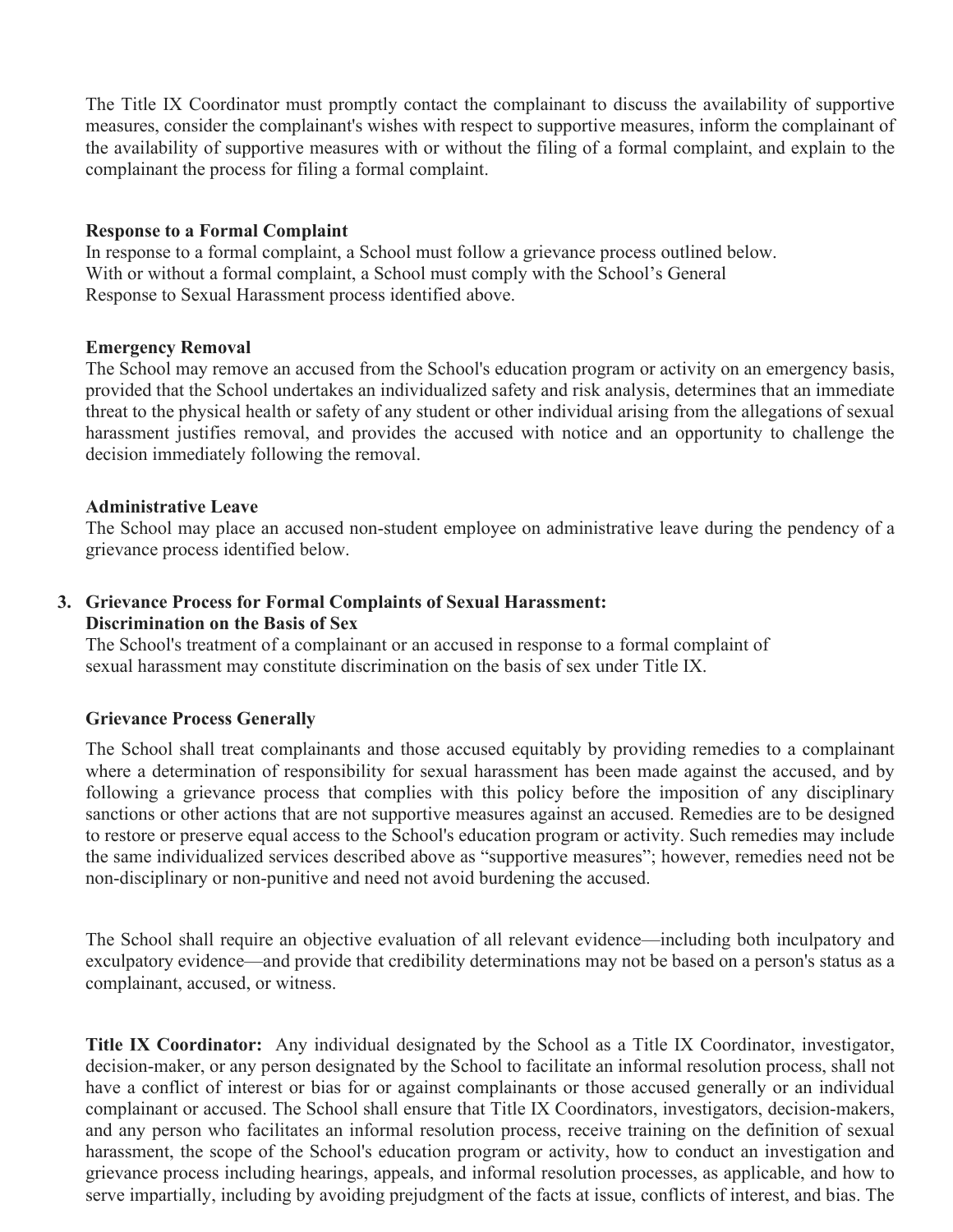The Title IX Coordinator must promptly contact the complainant to discuss the availability of supportive measures, consider the complainant's wishes with respect to supportive measures, inform the complainant of the availability of supportive measures with or without the filing of a formal complaint, and explain to the complainant the process for filing a formal complaint.

**Response to a Formal Complaint**
In response to a formal complaint, a School must follow a grievance process outlined below. With or without a formal complaint, a School must comply with the School's General Response to Sexual Harassment process identified above.

**Emergency Removal**
The School may remove an accused from the School's education program or activity on an emergency basis, provided that the School undertakes an individualized safety and risk analysis, determines that an immediate threat to the physical health or safety of any student or other individual arising from the allegations of sexual harassment justifies removal, and provides the accused with notice and an opportunity to challenge the decision immediately following the removal.

**Administrative Leave**
The School may place an accused non-student employee on administrative leave during the pendency of a grievance process identified below.

3. **Grievance Process for Formal Complaints of Sexual Harassment: Discrimination on the Basis of Sex**
The School's treatment of a complainant or an accused in response to a formal complaint of sexual harassment may constitute discrimination on the basis of sex under Title IX.

**Grievance Process Generally**

The School shall treat complainants and those accused equitably by providing remedies to a complainant where a determination of responsibility for sexual harassment has been made against the accused, and by following a grievance process that complies with this policy before the imposition of any disciplinary sanctions or other actions that are not supportive measures against an accused. Remedies are to be designed to restore or preserve equal access to the School's education program or activity. Such remedies may include the same individualized services described above as "supportive measures"; however, remedies need not be non-disciplinary or non-punitive and need not avoid burdening the accused.

The School shall require an objective evaluation of all relevant evidence—including both inculpatory and exculpatory evidence—and provide that credibility determinations may not be based on a person's status as a complainant, accused, or witness.

**Title IX Coordinator:** Any individual designated by the School as a Title IX Coordinator, investigator, decision-maker, or any person designated by the School to facilitate an informal resolution process, shall not have a conflict of interest or bias for or against complainants or those accused generally or an individual complainant or accused. The School shall ensure that Title IX Coordinators, investigators, decision-makers, and any person who facilitates an informal resolution process, receive training on the definition of sexual harassment, the scope of the School's education program or activity, how to conduct an investigation and grievance process including hearings, appeals, and informal resolution processes, as applicable, and how to serve impartially, including by avoiding prejudgment of the facts at issue, conflicts of interest, and bias. The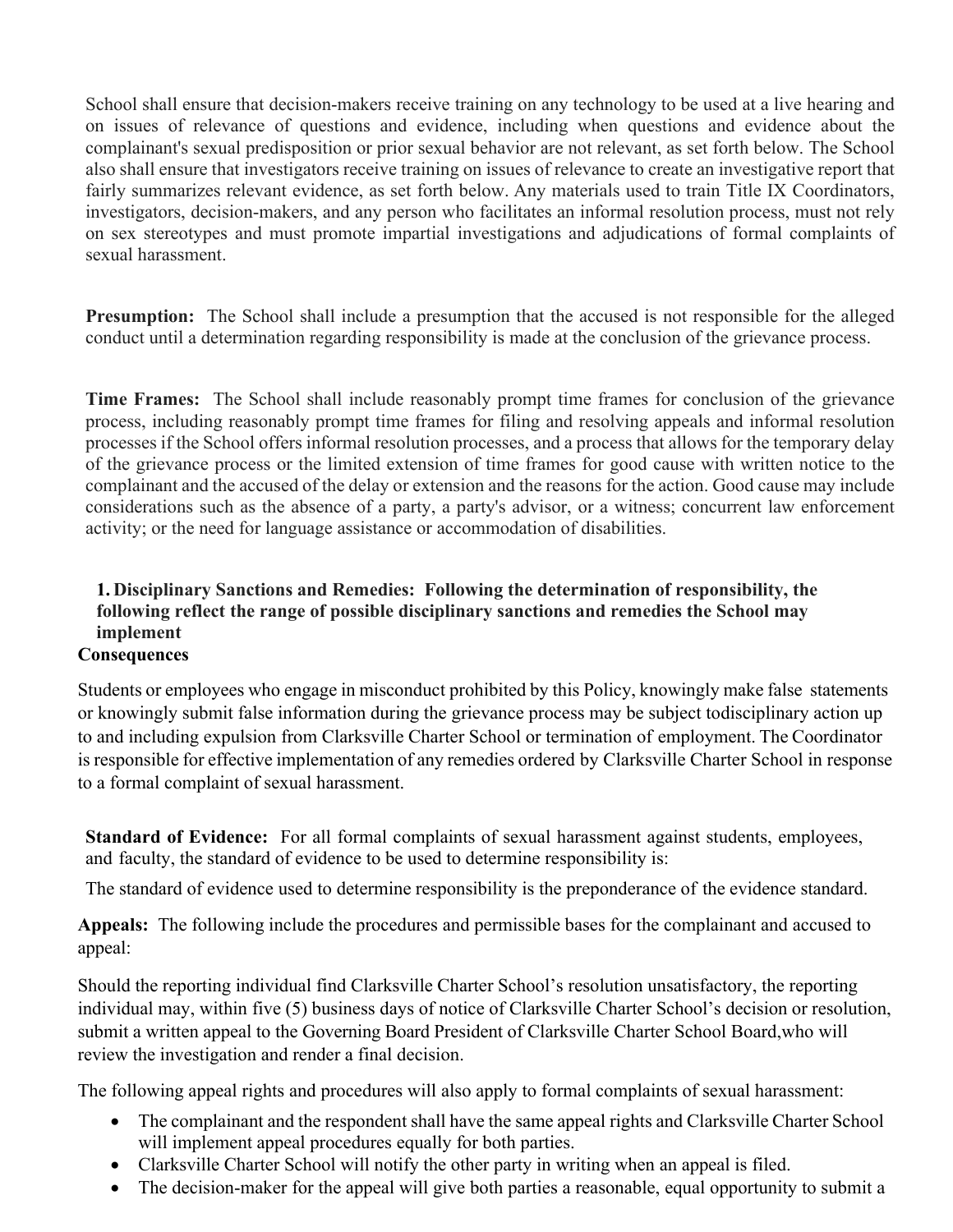School shall ensure that decision-makers receive training on any technology to be used at a live hearing and on issues of relevance of questions and evidence, including when questions and evidence about the complainant's sexual predisposition or prior sexual behavior are not relevant, as set forth below. The School also shall ensure that investigators receive training on issues of relevance to create an investigative report that fairly summarizes relevant evidence, as set forth below. Any materials used to train Title IX Coordinators, investigators, decision-makers, and any person who facilitates an informal resolution process, must not rely on sex stereotypes and must promote impartial investigations and adjudications of formal complaints of sexual harassment.

**Presumption:** The School shall include a presumption that the accused is not responsible for the alleged conduct until a determination regarding responsibility is made at the conclusion of the grievance process.

**Time Frames:** The School shall include reasonably prompt time frames for conclusion of the grievance process, including reasonably prompt time frames for filing and resolving appeals and informal resolution processes if the School offers informal resolution processes, and a process that allows for the temporary delay of the grievance process or the limited extension of time frames for good cause with written notice to the complainant and the accused of the delay or extension and the reasons for the action. Good cause may include considerations such as the absence of a party, a party's advisor, or a witness; concurrent law enforcement activity; or the need for language assistance or accommodation of disabilities.

1. **Disciplinary Sanctions and Remedies: Following the determination of responsibility, the following reflect the range of possible disciplinary sanctions and remedies the School may implement**

**Consequences**

Students or employees who engage in misconduct prohibited by this Policy, knowingly make false statements or knowingly submit false information during the grievance process may be subject todisciplinary action up to and including expulsion from Clarksville Charter School or termination of employment. The Coordinator is responsible for effective implementation of any remedies ordered by Clarksville Charter School in response to a formal complaint of sexual harassment.

**Standard of Evidence:** For all formal complaints of sexual harassment against students, employees, and faculty, the standard of evidence to be used to determine responsibility is:

The standard of evidence used to determine responsibility is the preponderance of the evidence standard.

**Appeals:** The following include the procedures and permissible bases for the complainant and accused to appeal:

Should the reporting individual find Clarksville Charter School's resolution unsatisfactory, the reporting individual may, within five (5) business days of notice of Clarksville Charter School's decision or resolution, submit a written appeal to the Governing Board President of Clarksville Charter School Board,who will review the investigation and render a final decision.

The following appeal rights and procedures will also apply to formal complaints of sexual harassment:

- The complainant and the respondent shall have the same appeal rights and Clarksville Charter School will implement appeal procedures equally for both parties.
- Clarksville Charter School will notify the other party in writing when an appeal is filed.
- The decision-maker for the appeal will give both parties a reasonable, equal opportunity to submit a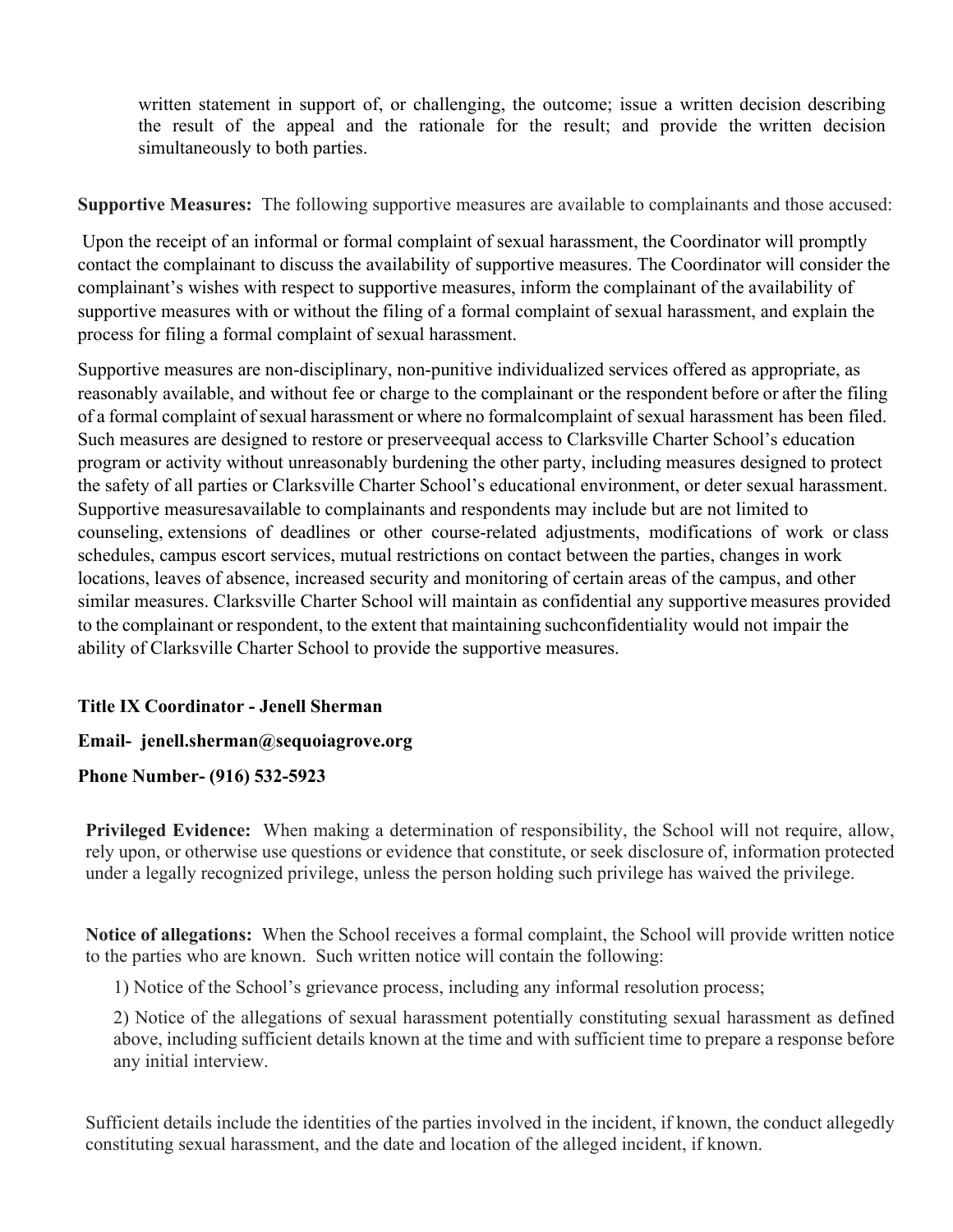written statement in support of, or challenging, the outcome; issue a written decision describing the result of the appeal and the rationale for the result; and provide the written decision simultaneously to both parties.

**Supportive Measures:** The following supportive measures are available to complainants and those accused:

Upon the receipt of an informal or formal complaint of sexual harassment, the Coordinator will promptly contact the complainant to discuss the availability of supportive measures. The Coordinator will consider the complainant's wishes with respect to supportive measures, inform the complainant of the availability of supportive measures with or without the filing of a formal complaint of sexual harassment, and explain the process for filing a formal complaint of sexual harassment.

Supportive measures are non-disciplinary, non-punitive individualized services offered as appropriate, as reasonably available, and without fee or charge to the complainant or the respondent before or after the filing of a formal complaint of sexual harassment or where no formalcomplaint of sexual harassment has been filed. Such measures are designed to restore or preserveequal access to Clarksville Charter School's education program or activity without unreasonably burdening the other party, including measures designed to protect the safety of all parties or Clarksville Charter School's educational environment, or deter sexual harassment. Supportive measuresavailable to complainants and respondents may include but are not limited to counseling, extensions of deadlines or other course-related adjustments, modifications of work or class schedules, campus escort services, mutual restrictions on contact between the parties, changes in work locations, leaves of absence, increased security and monitoring of certain areas of the campus, and other similar measures. Clarksville Charter School will maintain as confidential any supportive measures provided to the complainant or respondent, to the extent that maintaining suchconfidentiality would not impair the ability of Clarksville Charter School to provide the supportive measures.

**Title IX Coordinator - Jenell Sherman**

**Email- jenell.sherman@sequoiagrove.org**

**Phone Number- (916) 532-5923**

**Privileged Evidence:** When making a determination of responsibility, the School will not require, allow, rely upon, or otherwise use questions or evidence that constitute, or seek disclosure of, information protected under a legally recognized privilege, unless the person holding such privilege has waived the privilege.

**Notice of allegations:** When the School receives a formal complaint, the School will provide written notice to the parties who are known. Such written notice will contain the following:

1) Notice of the School's grievance process, including any informal resolution process;

2) Notice of the allegations of sexual harassment potentially constituting sexual harassment as defined above, including sufficient details known at the time and with sufficient time to prepare a response before any initial interview.

Sufficient details include the identities of the parties involved in the incident, if known, the conduct allegedly constituting sexual harassment, and the date and location of the alleged incident, if known.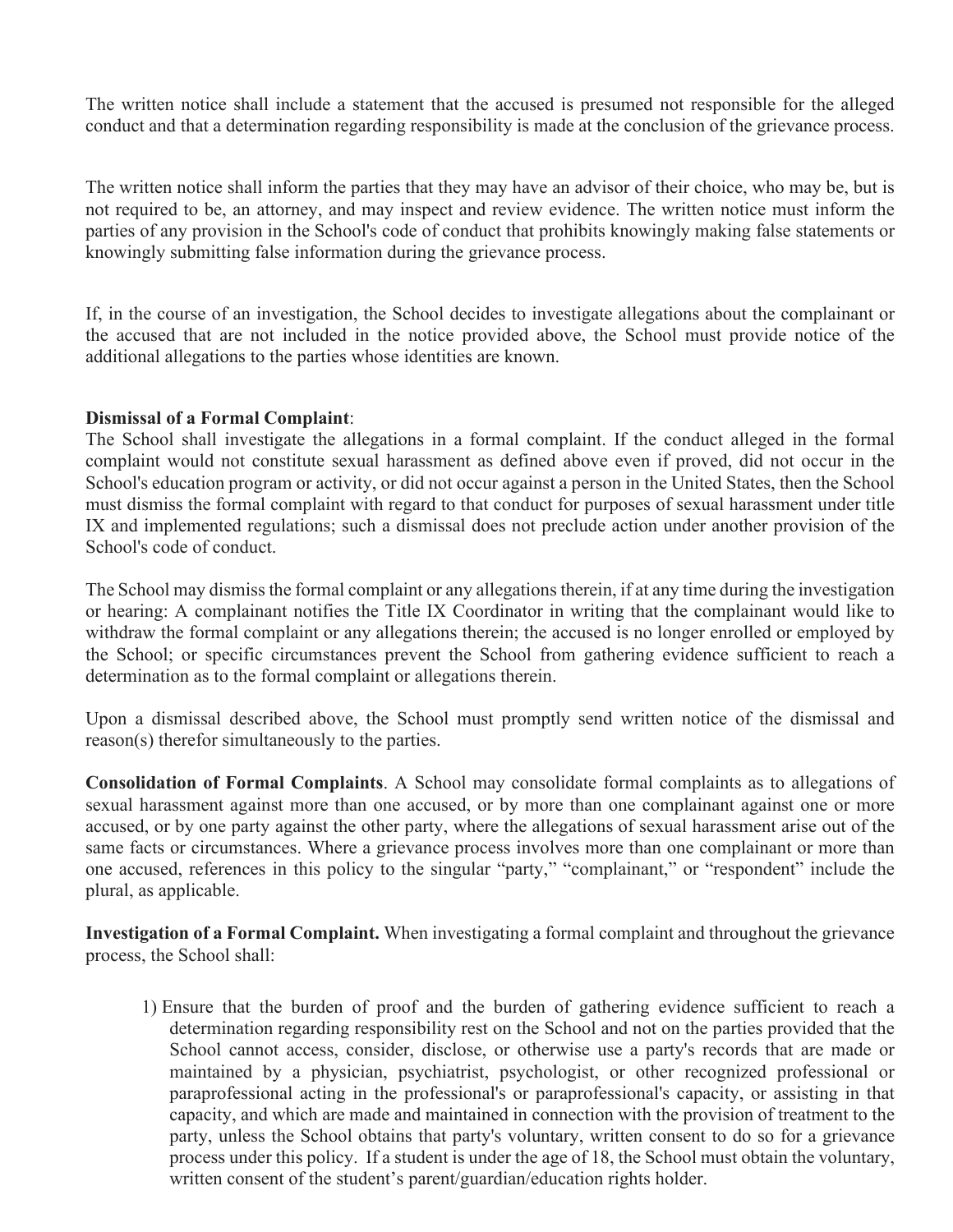The written notice shall include a statement that the accused is presumed not responsible for the alleged conduct and that a determination regarding responsibility is made at the conclusion of the grievance process.

The written notice shall inform the parties that they may have an advisor of their choice, who may be, but is not required to be, an attorney, and may inspect and review evidence. The written notice must inform the parties of any provision in the School's code of conduct that prohibits knowingly making false statements or knowingly submitting false information during the grievance process.

If, in the course of an investigation, the School decides to investigate allegations about the complainant or the accused that are not included in the notice provided above, the School must provide notice of the additional allegations to the parties whose identities are known.

**Dismissal of a Formal Complaint**:
The School shall investigate the allegations in a formal complaint. If the conduct alleged in the formal complaint would not constitute sexual harassment as defined above even if proved, did not occur in the School's education program or activity, or did not occur against a person in the United States, then the School must dismiss the formal complaint with regard to that conduct for purposes of sexual harassment under title IX and implemented regulations; such a dismissal does not preclude action under another provision of the School's code of conduct.

The School may dismiss the formal complaint or any allegations therein, if at any time during the investigation or hearing: A complainant notifies the Title IX Coordinator in writing that the complainant would like to withdraw the formal complaint or any allegations therein; the accused is no longer enrolled or employed by the School; or specific circumstances prevent the School from gathering evidence sufficient to reach a determination as to the formal complaint or allegations therein.

Upon a dismissal described above, the School must promptly send written notice of the dismissal and reason(s) therefor simultaneously to the parties.

**Consolidation of Formal Complaints**. A School may consolidate formal complaints as to allegations of sexual harassment against more than one accused, or by more than one complainant against one or more accused, or by one party against the other party, where the allegations of sexual harassment arise out of the same facts or circumstances. Where a grievance process involves more than one complainant or more than one accused, references in this policy to the singular "party," "complainant," or "respondent" include the plural, as applicable.

**Investigation of a Formal Complaint.** When investigating a formal complaint and throughout the grievance process, the School shall:

1) Ensure that the burden of proof and the burden of gathering evidence sufficient to reach a determination regarding responsibility rest on the School and not on the parties provided that the School cannot access, consider, disclose, or otherwise use a party's records that are made or maintained by a physician, psychiatrist, psychologist, or other recognized professional or paraprofessional acting in the professional's or paraprofessional's capacity, or assisting in that capacity, and which are made and maintained in connection with the provision of treatment to the party, unless the School obtains that party's voluntary, written consent to do so for a grievance process under this policy. If a student is under the age of 18, the School must obtain the voluntary, written consent of the student's parent/guardian/education rights holder.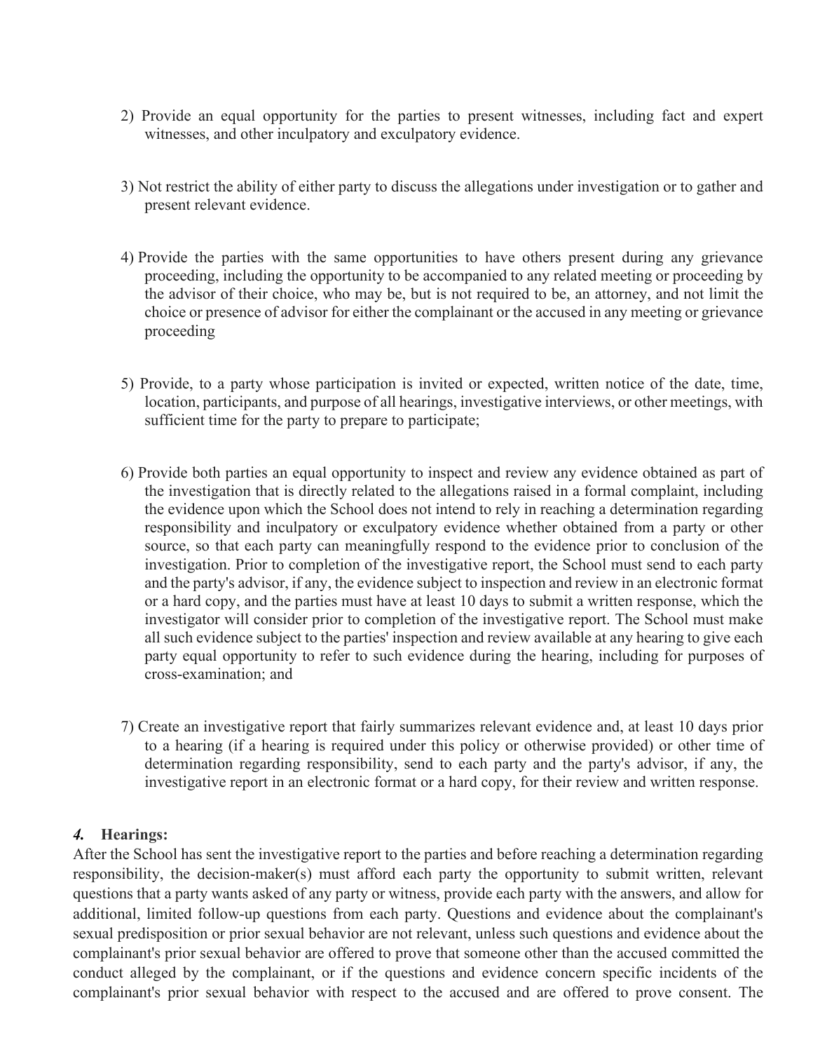2) Provide an equal opportunity for the parties to present witnesses, including fact and expert witnesses, and other inculpatory and exculpatory evidence.

3) Not restrict the ability of either party to discuss the allegations under investigation or to gather and present relevant evidence.

4) Provide the parties with the same opportunities to have others present during any grievance proceeding, including the opportunity to be accompanied to any related meeting or proceeding by the advisor of their choice, who may be, but is not required to be, an attorney, and not limit the choice or presence of advisor for either the complainant or the accused in any meeting or grievance proceeding

5) Provide, to a party whose participation is invited or expected, written notice of the date, time, location, participants, and purpose of all hearings, investigative interviews, or other meetings, with sufficient time for the party to prepare to participate;

6) Provide both parties an equal opportunity to inspect and review any evidence obtained as part of the investigation that is directly related to the allegations raised in a formal complaint, including the evidence upon which the School does not intend to rely in reaching a determination regarding responsibility and inculpatory or exculpatory evidence whether obtained from a party or other source, so that each party can meaningfully respond to the evidence prior to conclusion of the investigation. Prior to completion of the investigative report, the School must send to each party and the party's advisor, if any, the evidence subject to inspection and review in an electronic format or a hard copy, and the parties must have at least 10 days to submit a written response, which the investigator will consider prior to completion of the investigative report. The School must make all such evidence subject to the parties' inspection and review available at any hearing to give each party equal opportunity to refer to such evidence during the hearing, including for purposes of cross-examination; and

7) Create an investigative report that fairly summarizes relevant evidence and, at least 10 days prior to a hearing (if a hearing is required under this policy or otherwise provided) or other time of determination regarding responsibility, send to each party and the party's advisor, if any, the investigative report in an electronic format or a hard copy, for their review and written response.

***4.*** **Hearings:**

After the School has sent the investigative report to the parties and before reaching a determination regarding responsibility, the decision-maker(s) must afford each party the opportunity to submit written, relevant questions that a party wants asked of any party or witness, provide each party with the answers, and allow for additional, limited follow-up questions from each party. Questions and evidence about the complainant's sexual predisposition or prior sexual behavior are not relevant, unless such questions and evidence about the complainant's prior sexual behavior are offered to prove that someone other than the accused committed the conduct alleged by the complainant, or if the questions and evidence concern specific incidents of the complainant's prior sexual behavior with respect to the accused and are offered to prove consent. The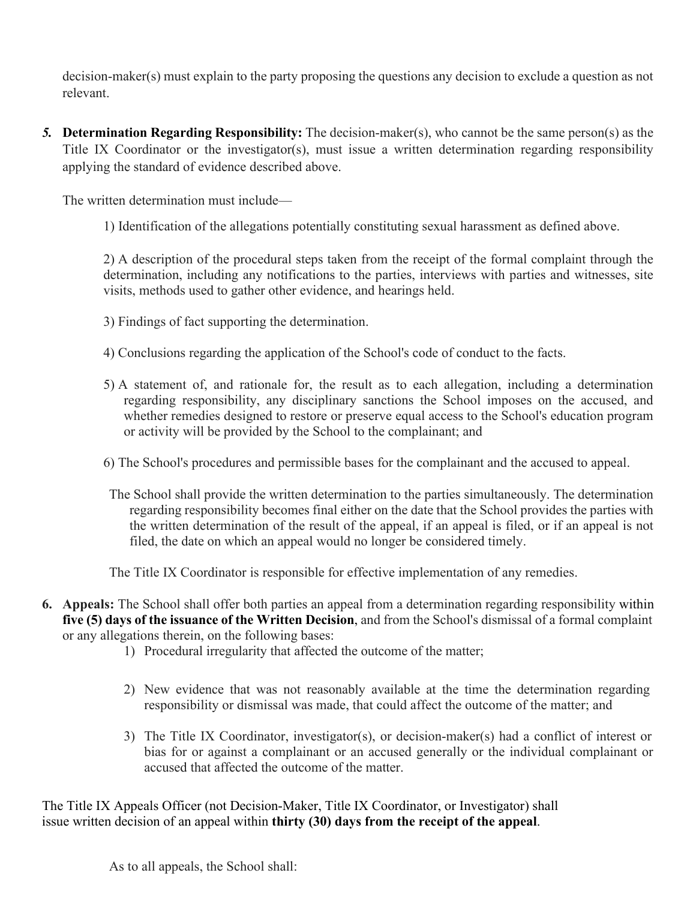decision-maker(s) must explain to the party proposing the questions any decision to exclude a question as not relevant.

5. **Determination Regarding Responsibility:** The decision-maker(s), who cannot be the same person(s) as the Title IX Coordinator or the investigator(s), must issue a written determination regarding responsibility applying the standard of evidence described above.

   The written determination must include—

   1) Identification of the allegations potentially constituting sexual harassment as defined above.

   2) A description of the procedural steps taken from the receipt of the formal complaint through the determination, including any notifications to the parties, interviews with parties and witnesses, site visits, methods used to gather other evidence, and hearings held.

   3) Findings of fact supporting the determination.

   4) Conclusions regarding the application of the School's code of conduct to the facts.

   5) A statement of, and rationale for, the result as to each allegation, including a determination regarding responsibility, any disciplinary sanctions the School imposes on the accused, and whether remedies designed to restore or preserve equal access to the School's education program or activity will be provided by the School to the complainant; and

   6) The School's procedures and permissible bases for the complainant and the accused to appeal.

   The School shall provide the written determination to the parties simultaneously. The determination regarding responsibility becomes final either on the date that the School provides the parties with the written determination of the result of the appeal, if an appeal is filed, or if an appeal is not filed, the date on which an appeal would no longer be considered timely.

   The Title IX Coordinator is responsible for effective implementation of any remedies.

6. **Appeals:** The School shall offer both parties an appeal from a determination regarding responsibility within **five (5) days of the issuance of the Written Decision**, and from the School's dismissal of a formal complaint or any allegations therein, on the following bases:

   1) Procedural irregularity that affected the outcome of the matter;

   2) New evidence that was not reasonably available at the time the determination regarding responsibility or dismissal was made, that could affect the outcome of the matter; and

   3) The Title IX Coordinator, investigator(s), or decision-maker(s) had a conflict of interest or bias for or against a complainant or an accused generally or the individual complainant or accused that affected the outcome of the matter.

The Title IX Appeals Officer (not Decision-Maker, Title IX Coordinator, or Investigator) shall issue written decision of an appeal within **thirty (30) days from the receipt of the appeal**.

As to all appeals, the School shall: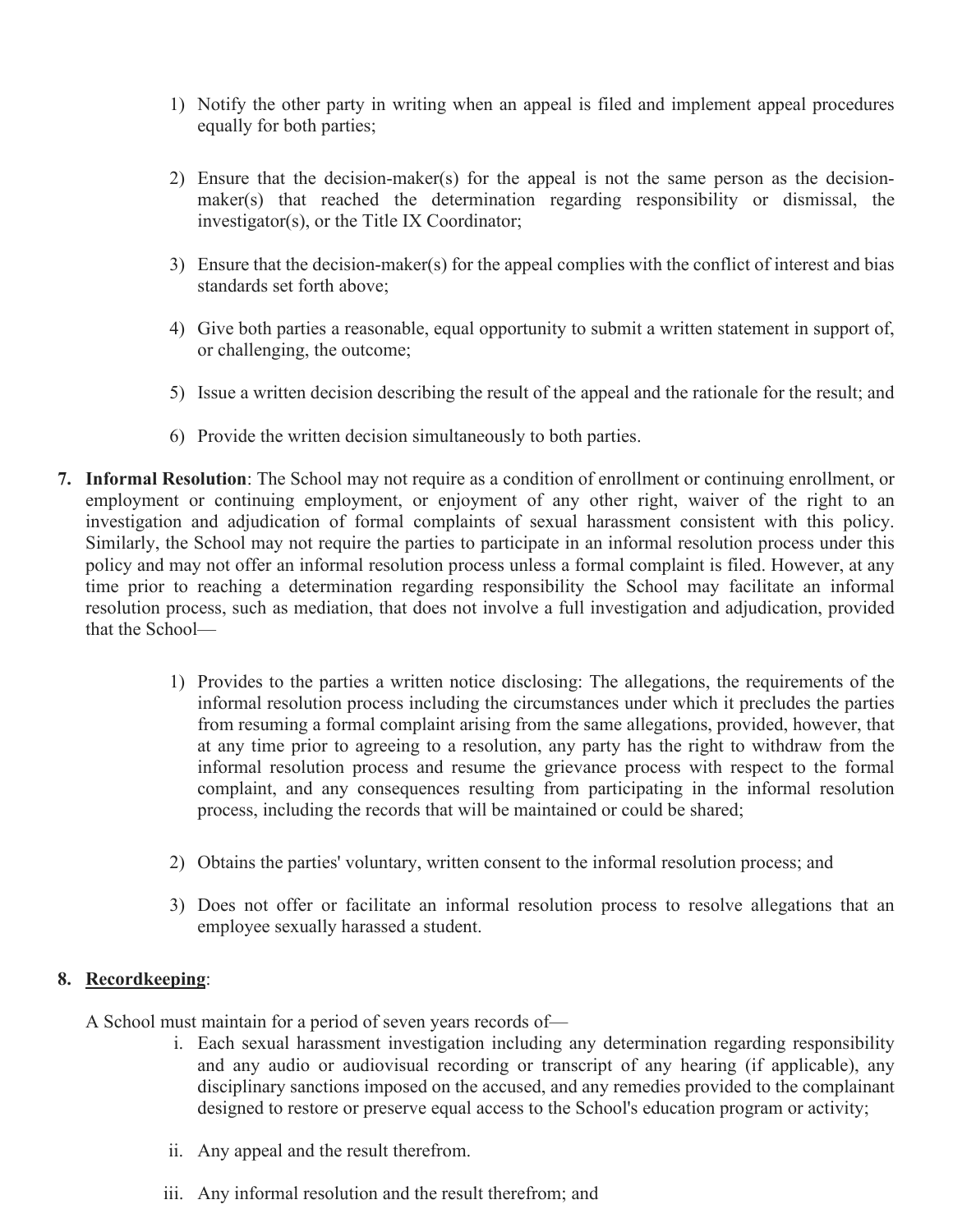1) Notify the other party in writing when an appeal is filed and implement appeal procedures equally for both parties;

2) Ensure that the decision-maker(s) for the appeal is not the same person as the decision-maker(s) that reached the determination regarding responsibility or dismissal, the investigator(s), or the Title IX Coordinator;

3) Ensure that the decision-maker(s) for the appeal complies with the conflict of interest and bias standards set forth above;

4) Give both parties a reasonable, equal opportunity to submit a written statement in support of, or challenging, the outcome;

5) Issue a written decision describing the result of the appeal and the rationale for the result; and

6) Provide the written decision simultaneously to both parties.

7. **Informal Resolution**: The School may not require as a condition of enrollment or continuing enrollment, or employment or continuing employment, or enjoyment of any other right, waiver of the right to an investigation and adjudication of formal complaints of sexual harassment consistent with this policy. Similarly, the School may not require the parties to participate in an informal resolution process under this policy and may not offer an informal resolution process unless a formal complaint is filed. However, at any time prior to reaching a determination regarding responsibility the School may facilitate an informal resolution process, such as mediation, that does not involve a full investigation and adjudication, provided that the School—

    1) Provides to the parties a written notice disclosing: The allegations, the requirements of the informal resolution process including the circumstances under which it precludes the parties from resuming a formal complaint arising from the same allegations, provided, however, that at any time prior to agreeing to a resolution, any party has the right to withdraw from the informal resolution process and resume the grievance process with respect to the formal complaint, and any consequences resulting from participating in the informal resolution process, including the records that will be maintained or could be shared;

    2) Obtains the parties' voluntary, written consent to the informal resolution process; and

    3) Does not offer or facilitate an informal resolution process to resolve allegations that an employee sexually harassed a student.

8. **<u>Recordkeeping</u>**:

A School must maintain for a period of seven years records of—

i. Each sexual harassment investigation including any determination regarding responsibility and any audio or audiovisual recording or transcript of any hearing (if applicable), any disciplinary sanctions imposed on the accused, and any remedies provided to the complainant designed to restore or preserve equal access to the School's education program or activity;

ii. Any appeal and the result therefrom.

iii. Any informal resolution and the result therefrom; and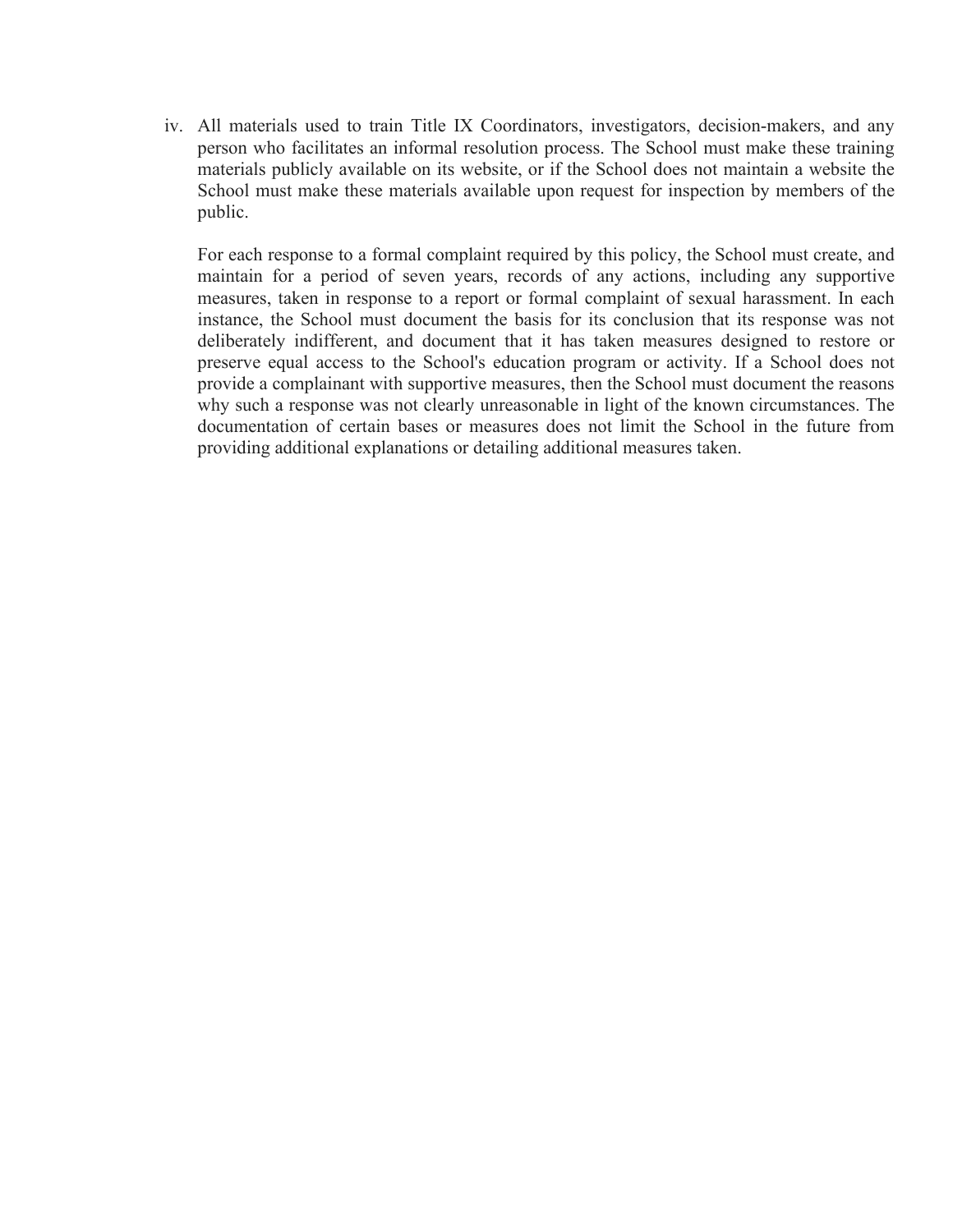iv. All materials used to train Title IX Coordinators, investigators, decision-makers, and any person who facilitates an informal resolution process. The School must make these training materials publicly available on its website, or if the School does not maintain a website the School must make these materials available upon request for inspection by members of the public.

    For each response to a formal complaint required by this policy, the School must create, and maintain for a period of seven years, records of any actions, including any supportive measures, taken in response to a report or formal complaint of sexual harassment. In each instance, the School must document the basis for its conclusion that its response was not deliberately indifferent, and document that it has taken measures designed to restore or preserve equal access to the School's education program or activity. If a School does not provide a complainant with supportive measures, then the School must document the reasons why such a response was not clearly unreasonable in light of the known circumstances. The documentation of certain bases or measures does not limit the School in the future from providing additional explanations or detailing additional measures taken.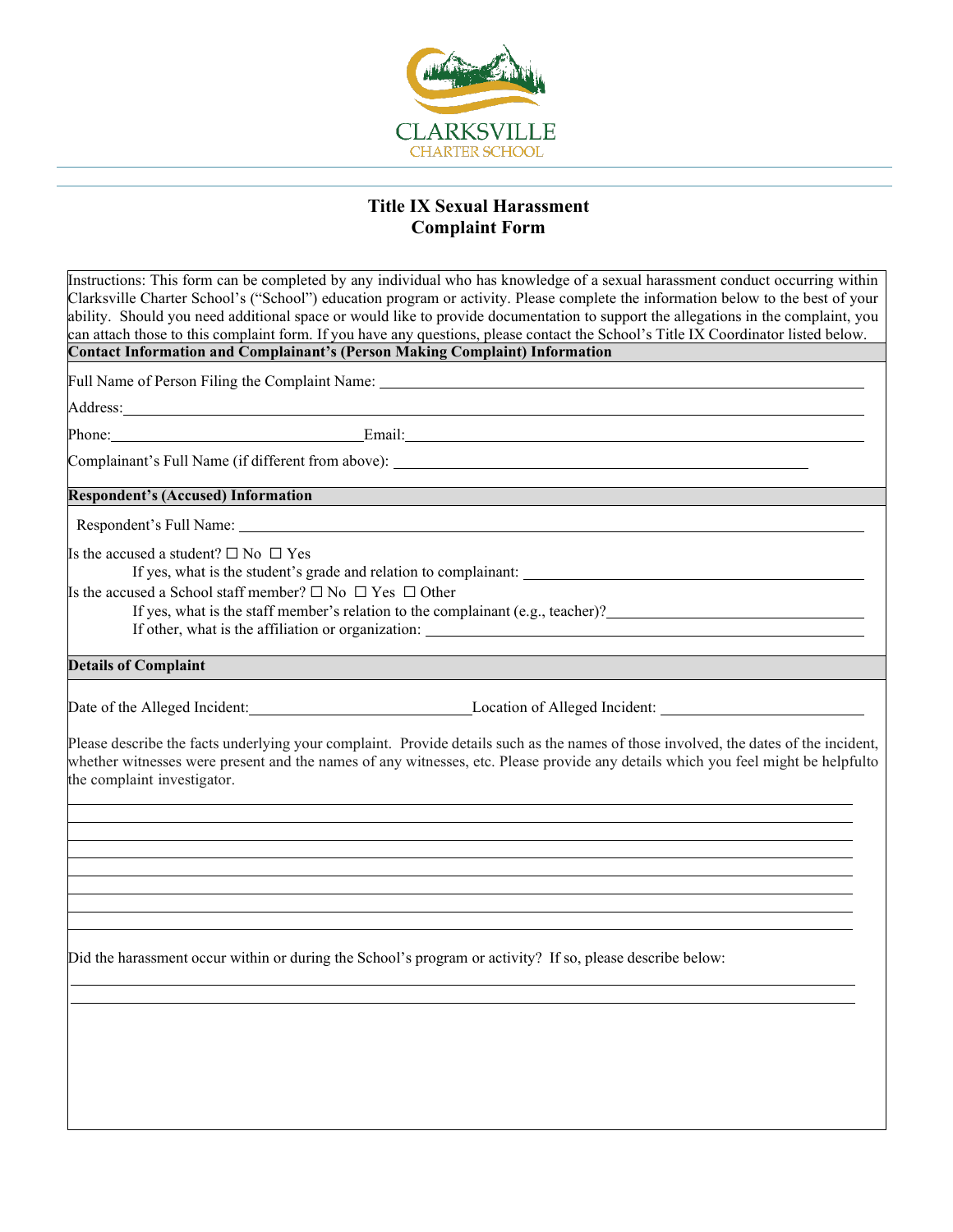CLARKSVILLE
CHARTER SCHOOL

## Title IX Sexual Harassment
## Complaint Form

Instructions: This form can be completed by any individual who has knowledge of a sexual harassment conduct occurring within Clarksville Charter School's ("School") education program or activity. Please complete the information below to the best of your ability. Should you need additional space or would like to provide documentation to support the allegations in the complaint, you can attach those to this complaint form. If you have any questions, please contact the School's Title IX Coordinator listed below.

**Contact Information and Complainant's (Person Making Complaint) Information**

Full Name of Person Filing the Complaint Name: ______________________________

Address: ______________________________

Phone: ______________________ Email: ______________________________

Complainant's Full Name (if different from above): ______________________________

**Respondent's (Accused) Information**

Respondent's Full Name: ______________________________

Is the accused a student? ☐ No ☐ Yes

If yes, what is the student's grade and relation to complainant: ______________________________

Is the accused a School staff member? ☐ No ☐ Yes ☐ Other

If yes, what is the staff member's relation to the complainant (e.g., teacher)? ______________________________

If other, what is the affiliation or organization: ______________________________

**Details of Complaint**

Date of the Alleged Incident: ______________________ Location of Alleged Incident: ______________________

Please describe the facts underlying your complaint. Provide details such as the names of those involved, the dates of the incident, whether witnesses were present and the names of any witnesses, etc. Please provide any details which you feel might be helpfulto the complaint investigator.

______________________________

______________________________

______________________________

______________________________

______________________________

______________________________

______________________________

______________________________

Did the harassment occur within or during the School's program or activity? If so, please describe below:

______________________________

______________________________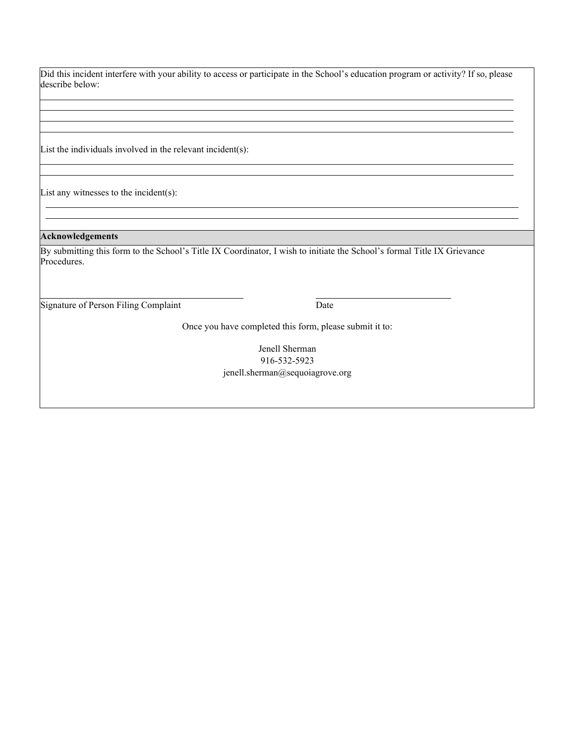Did this incident interfere with your ability to access or participate in the School's education program or activity? If so, please describe below:

\_\_\_\_\_\_\_\_\_\_\_\_\_\_\_\_\_\_\_\_\_\_\_\_\_\_\_\_\_\_\_\_\_\_\_\_\_\_\_\_\_\_\_\_\_\_\_\_\_\_\_\_\_\_\_\_\_\_\_\_

\_\_\_\_\_\_\_\_\_\_\_\_\_\_\_\_\_\_\_\_\_\_\_\_\_\_\_\_\_\_\_\_\_\_\_\_\_\_\_\_\_\_\_\_\_\_\_\_\_\_\_\_\_\_\_\_\_\_\_\_

\_\_\_\_\_\_\_\_\_\_\_\_\_\_\_\_\_\_\_\_\_\_\_\_\_\_\_\_\_\_\_\_\_\_\_\_\_\_\_\_\_\_\_\_\_\_\_\_\_\_\_\_\_\_\_\_\_\_\_\_

\_\_\_\_\_\_\_\_\_\_\_\_\_\_\_\_\_\_\_\_\_\_\_\_\_\_\_\_\_\_\_\_\_\_\_\_\_\_\_\_\_\_\_\_\_\_\_\_\_\_\_\_\_\_\_\_\_\_\_\_

List the individuals involved in the relevant incident(s):

\_\_\_\_\_\_\_\_\_\_\_\_\_\_\_\_\_\_\_\_\_\_\_\_\_\_\_\_\_\_\_\_\_\_\_\_\_\_\_\_\_\_\_\_\_\_\_\_\_\_\_\_\_\_\_\_\_\_\_\_

\_\_\_\_\_\_\_\_\_\_\_\_\_\_\_\_\_\_\_\_\_\_\_\_\_\_\_\_\_\_\_\_\_\_\_\_\_\_\_\_\_\_\_\_\_\_\_\_\_\_\_\_\_\_\_\_\_\_\_\_

List any witnesses to the incident(s):

\_\_\_\_\_\_\_\_\_\_\_\_\_\_\_\_\_\_\_\_\_\_\_\_\_\_\_\_\_\_\_\_\_\_\_\_\_\_\_\_\_\_\_\_\_\_\_\_\_\_\_\_\_\_\_\_\_\_\_\_

\_\_\_\_\_\_\_\_\_\_\_\_\_\_\_\_\_\_\_\_\_\_\_\_\_\_\_\_\_\_\_\_\_\_\_\_\_\_\_\_\_\_\_\_\_\_\_\_\_\_\_\_\_\_\_\_\_\_\_\_

**Acknowledgements**

By submitting this form to the School's Title IX Coordinator, I wish to initiate the School's formal Title IX Grievance Procedures.

\_\_\_\_\_\_\_\_\_\_\_\_\_\_\_\_\_\_\_\_\_\_\_\_\_\_\_\_\_\_\_\_\_\_\_\_ \_\_\_\_\_\_\_\_\_\_\_\_\_\_\_\_\_\_\_\_\_\_\_\_

Signature of Person Filing Complaint Date

Once you have completed this form, please submit it to:

Jenell Sherman
916-532-5923
jenell.sherman@sequoiagrove.org